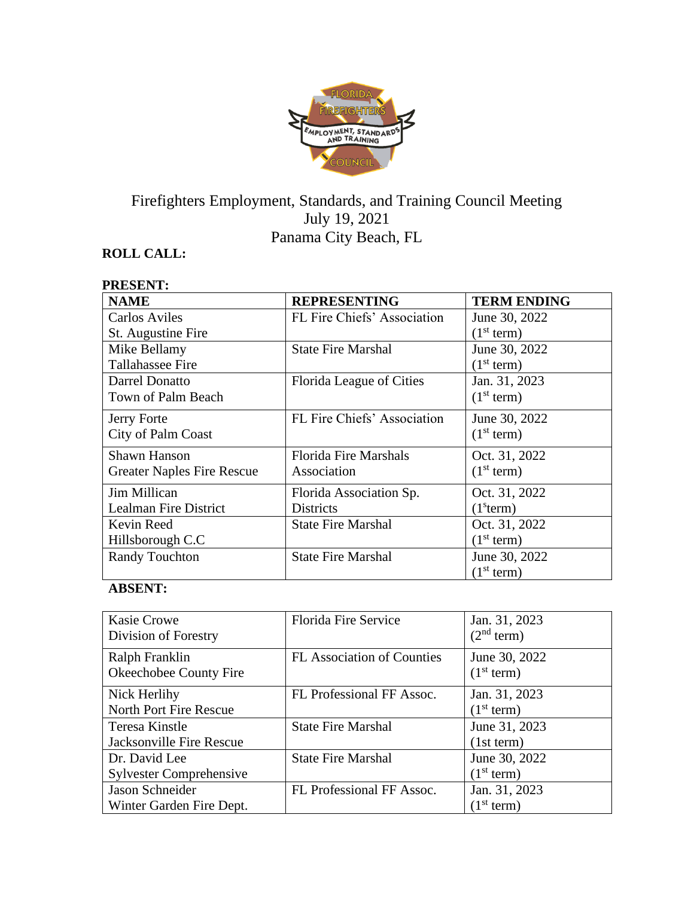# Firefighters Employment, Standards, and Training Council Meeting
July 19, 2021
Panama City Beach, FL

**ROLL CALL:**

**PRESENT:**

| **NAME** | **REPRESENTING** | **TERM ENDING** |
|---|---|---|
| Carlos Aviles<br>St. Augustine Fire | FL Fire Chiefs' Association | June 30, 2022<br>(1st term) |
| Mike Bellamy<br>Tallahassee Fire | State Fire Marshal | June 30, 2022<br>(1st term) |
| Darrel Donatto<br>Town of Palm Beach | Florida League of Cities | Jan. 31, 2023<br>(1st term) |
| Jerry Forte<br>City of Palm Coast | FL Fire Chiefs' Association | June 30, 2022<br>(1st term) |
| Shawn Hanson<br>Greater Naples Fire Rescue | Florida Fire Marshals Association | Oct. 31, 2022<br>(1st term) |
| Jim Millican<br>Lealman Fire District | Florida Association Sp. Districts | Oct. 31, 2022<br>(1sterm) |
| Kevin Reed<br>Hillsborough C.C | State Fire Marshal | Oct. 31, 2022<br>(1st term) |
| Randy Touchton | State Fire Marshal | June 30, 2022<br>(1st term) |

**ABSENT:**

| | | |
|---|---|---|
| Kasie Crowe<br>Division of Forestry | Florida Fire Service | Jan. 31, 2023<br>(2nd term) |
| Ralph Franklin<br>Okeechobee County Fire | FL Association of Counties | June 30, 2022<br>(1st term) |
| Nick Herlihy<br>North Port Fire Rescue | FL Professional FF Assoc. | Jan. 31, 2023<br>(1st term) |
| Teresa Kinstle<br>Jacksonville Fire Rescue | State Fire Marshal | June 31, 2023<br>(1st term) |
| Dr. David Lee<br>Sylvester Comprehensive | State Fire Marshal | June 30, 2022<br>(1st term) |
| Jason Schneider<br>Winter Garden Fire Dept. | FL Professional FF Assoc. | Jan. 31, 2023<br>(1st term) |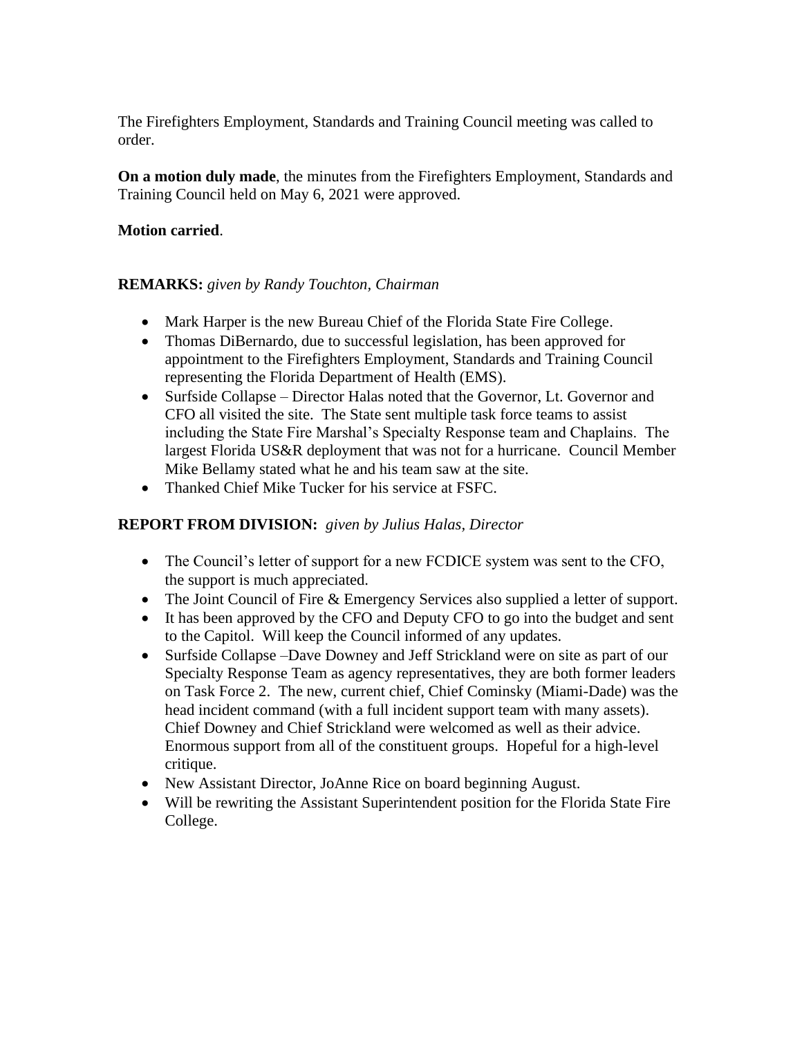The Firefighters Employment, Standards and Training Council meeting was called to order.

**On a motion duly made**, the minutes from the Firefighters Employment, Standards and Training Council held on May 6, 2021 were approved.

**Motion carried**.

**REMARKS:** *given by Randy Touchton, Chairman*

- Mark Harper is the new Bureau Chief of the Florida State Fire College.
- Thomas DiBernardo, due to successful legislation, has been approved for appointment to the Firefighters Employment, Standards and Training Council representing the Florida Department of Health (EMS).
- Surfside Collapse – Director Halas noted that the Governor, Lt. Governor and CFO all visited the site. The State sent multiple task force teams to assist including the State Fire Marshal's Specialty Response team and Chaplains. The largest Florida US&R deployment that was not for a hurricane. Council Member Mike Bellamy stated what he and his team saw at the site.
- Thanked Chief Mike Tucker for his service at FSFC.

**REPORT FROM DIVISION:** *given by Julius Halas, Director*

- The Council's letter of support for a new FCDICE system was sent to the CFO, the support is much appreciated.
- The Joint Council of Fire & Emergency Services also supplied a letter of support.
- It has been approved by the CFO and Deputy CFO to go into the budget and sent to the Capitol. Will keep the Council informed of any updates.
- Surfside Collapse –Dave Downey and Jeff Strickland were on site as part of our Specialty Response Team as agency representatives, they are both former leaders on Task Force 2. The new, current chief, Chief Cominsky (Miami-Dade) was the head incident command (with a full incident support team with many assets). Chief Downey and Chief Strickland were welcomed as well as their advice. Enormous support from all of the constituent groups. Hopeful for a high-level critique.
- New Assistant Director, JoAnne Rice on board beginning August.
- Will be rewriting the Assistant Superintendent position for the Florida State Fire College.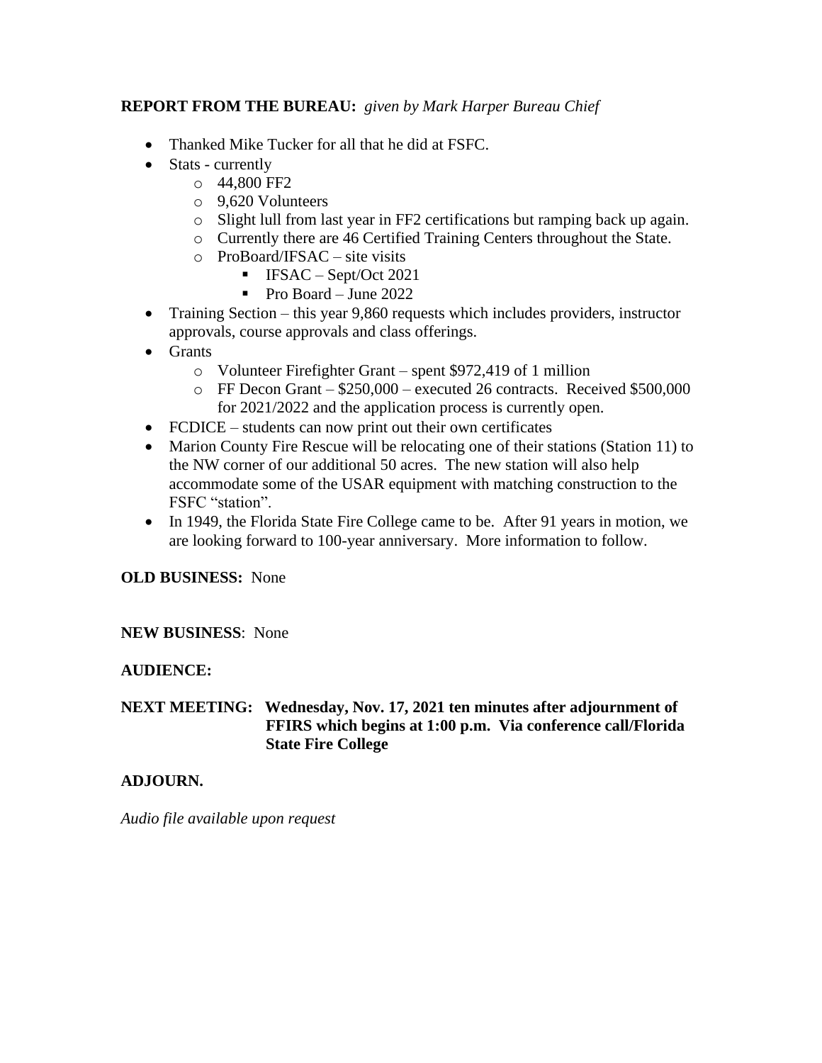**REPORT FROM THE BUREAU:** *given by Mark Harper Bureau Chief*

- Thanked Mike Tucker for all that he did at FSFC.
- Stats - currently
  - 44,800 FF2
  - 9,620 Volunteers
  - Slight lull from last year in FF2 certifications but ramping back up again.
  - Currently there are 46 Certified Training Centers throughout the State.
  - ProBoard/IFSAC – site visits
    - IFSAC – Sept/Oct 2021
    - Pro Board – June 2022
- Training Section – this year 9,860 requests which includes providers, instructor approvals, course approvals and class offerings.
- Grants
  - Volunteer Firefighter Grant – spent $972,419 of 1 million
  - FF Decon Grant – $250,000 – executed 26 contracts. Received $500,000 for 2021/2022 and the application process is currently open.
- FCDICE – students can now print out their own certificates
- Marion County Fire Rescue will be relocating one of their stations (Station 11) to the NW corner of our additional 50 acres. The new station will also help accommodate some of the USAR equipment with matching construction to the FSFC "station".
- In 1949, the Florida State Fire College came to be. After 91 years in motion, we are looking forward to 100-year anniversary. More information to follow.

**OLD BUSINESS:** None

**NEW BUSINESS**: None

**AUDIENCE:**

**NEXT MEETING: Wednesday, Nov. 17, 2021 ten minutes after adjournment of FFIRS which begins at 1:00 p.m. Via conference call/Florida State Fire College**

**ADJOURN.**

*Audio file available upon request*